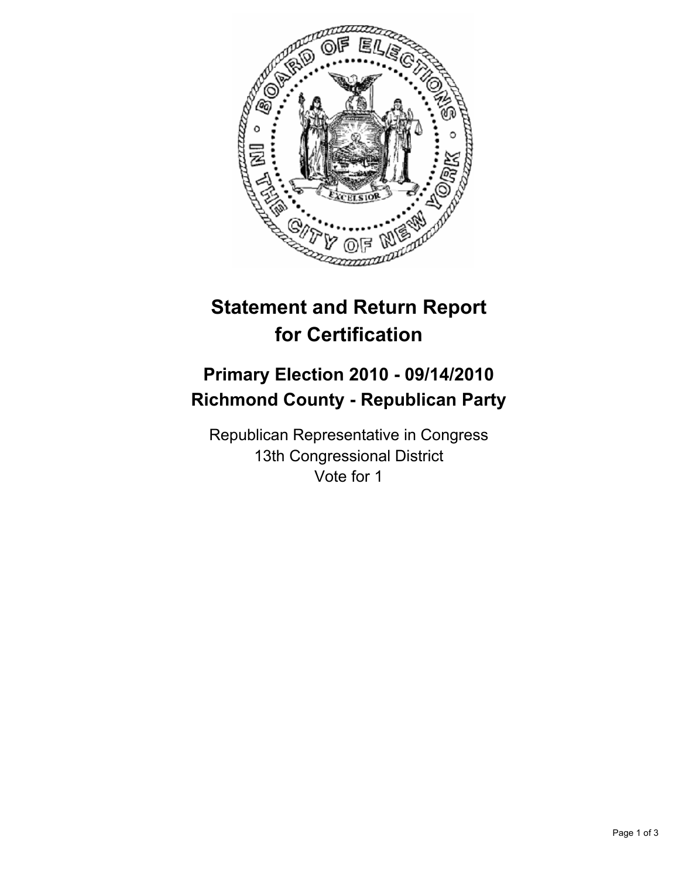# Statement and Return Report for Certification

## Primary Election 2010 - 09/14/2010
## Richmond County - Republican Party

Republican Representative in Congress
13th Congressional District
Vote for 1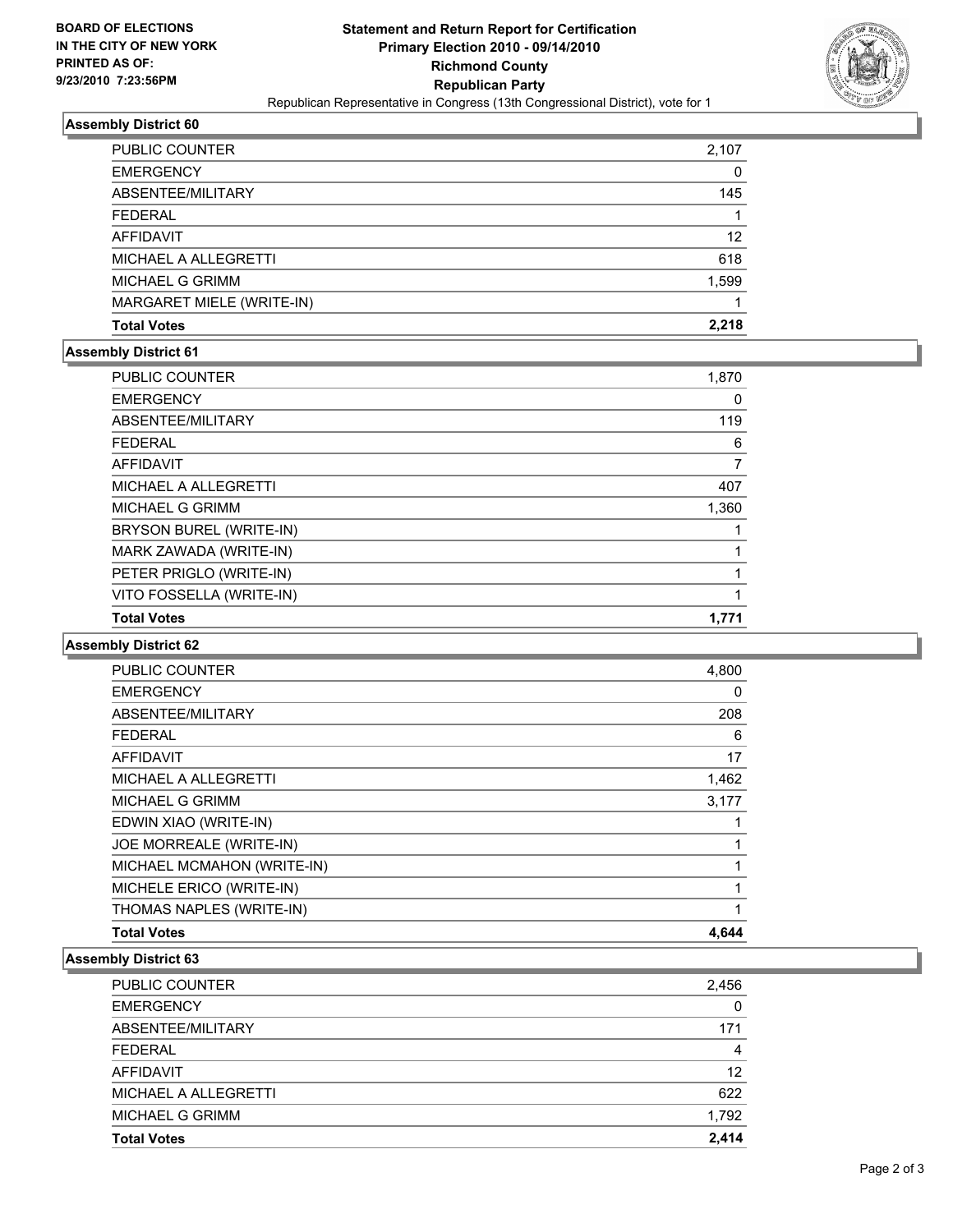**BOARD OF ELECTIONS IN THE CITY OF NEW YORK PRINTED AS OF: 9/23/2010 7:23:56PM**

# Statement and Return Report for Certification
## Primary Election 2010 - 09/14/2010
## Richmond County
## Republican Party
### Republican Representative in Congress (13th Congressional District), vote for 1

### Assembly District 60

| | |
|---|---|
| PUBLIC COUNTER | 2,107 |
| EMERGENCY | 0 |
| ABSENTEE/MILITARY | 145 |
| FEDERAL | 1 |
| AFFIDAVIT | 12 |
| MICHAEL A ALLEGRETTI | 618 |
| MICHAEL G GRIMM | 1,599 |
| MARGARET MIELE (WRITE-IN) | 1 |
| **Total Votes** | **2,218** |

### Assembly District 61

| | |
|---|---|
| PUBLIC COUNTER | 1,870 |
| EMERGENCY | 0 |
| ABSENTEE/MILITARY | 119 |
| FEDERAL | 6 |
| AFFIDAVIT | 7 |
| MICHAEL A ALLEGRETTI | 407 |
| MICHAEL G GRIMM | 1,360 |
| BRYSON BUREL (WRITE-IN) | 1 |
| MARK ZAWADA (WRITE-IN) | 1 |
| PETER PRIGLO (WRITE-IN) | 1 |
| VITO FOSSELLA (WRITE-IN) | 1 |
| **Total Votes** | **1,771** |

### Assembly District 62

| | |
|---|---|
| PUBLIC COUNTER | 4,800 |
| EMERGENCY | 0 |
| ABSENTEE/MILITARY | 208 |
| FEDERAL | 6 |
| AFFIDAVIT | 17 |
| MICHAEL A ALLEGRETTI | 1,462 |
| MICHAEL G GRIMM | 3,177 |
| EDWIN XIAO (WRITE-IN) | 1 |
| JOE MORREALE (WRITE-IN) | 1 |
| MICHAEL MCMAHON (WRITE-IN) | 1 |
| MICHELE ERICO (WRITE-IN) | 1 |
| THOMAS NAPLES (WRITE-IN) | 1 |
| **Total Votes** | **4,644** |

### Assembly District 63

| | |
|---|---|
| PUBLIC COUNTER | 2,456 |
| EMERGENCY | 0 |
| ABSENTEE/MILITARY | 171 |
| FEDERAL | 4 |
| AFFIDAVIT | 12 |
| MICHAEL A ALLEGRETTI | 622 |
| MICHAEL G GRIMM | 1,792 |
| **Total Votes** | **2,414** |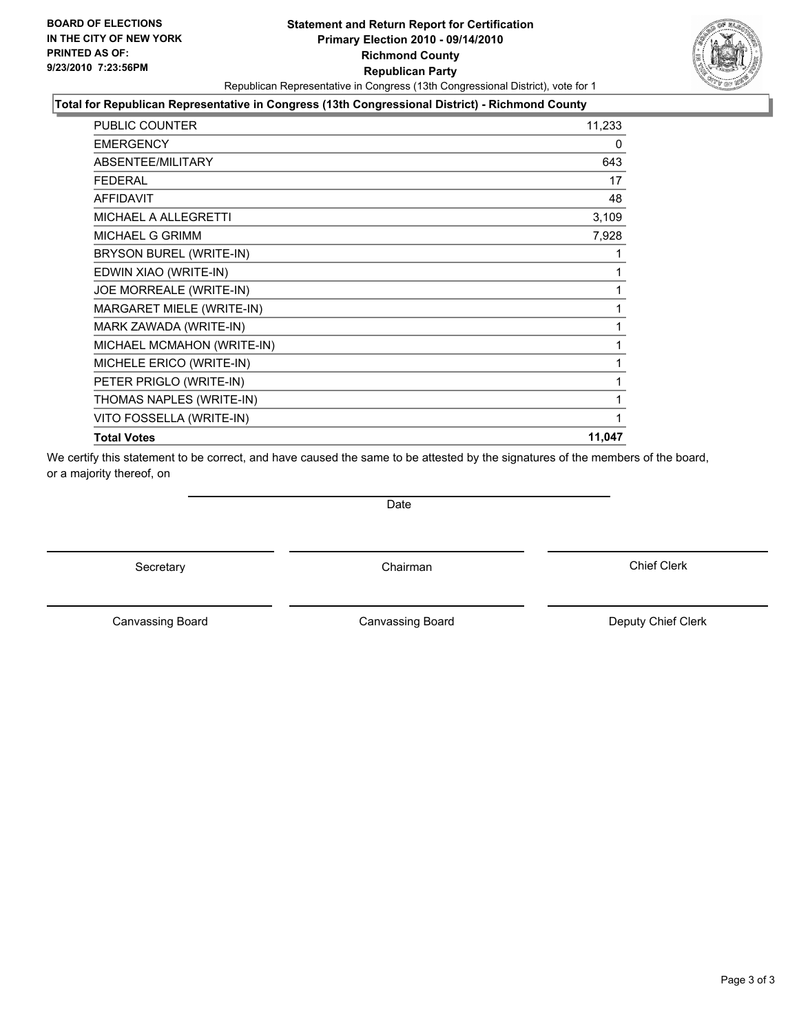**BOARD OF ELECTIONS**
**IN THE CITY OF NEW YORK**
**PRINTED AS OF:**
**9/23/2010 7:23:56PM**

**Statement and Return Report for Certification**
**Primary Election 2010 - 09/14/2010**
**Richmond County**
**Republican Party**

Republican Representative in Congress (13th Congressional District), vote for 1

**Total for Republican Representative in Congress (13th Congressional District) - Richmond County**

| | |
|---|---|
| PUBLIC COUNTER | 11,233 |
| EMERGENCY | 0 |
| ABSENTEE/MILITARY | 643 |
| FEDERAL | 17 |
| AFFIDAVIT | 48 |
| MICHAEL A ALLEGRETTI | 3,109 |
| MICHAEL G GRIMM | 7,928 |
| BRYSON BUREL (WRITE-IN) | 1 |
| EDWIN XIAO (WRITE-IN) | 1 |
| JOE MORREALE (WRITE-IN) | 1 |
| MARGARET MIELE (WRITE-IN) | 1 |
| MARK ZAWADA (WRITE-IN) | 1 |
| MICHAEL MCMAHON (WRITE-IN) | 1 |
| MICHELE ERICO (WRITE-IN) | 1 |
| PETER PRIGLO (WRITE-IN) | 1 |
| THOMAS NAPLES (WRITE-IN) | 1 |
| VITO FOSSELLA (WRITE-IN) | 1 |
| **Total Votes** | **11,047** |

We certify this statement to be correct, and have caused the same to be attested by the signatures of the members of the board, or a majority thereof, on

Date

Secretary

Chairman

Chief Clerk

Canvassing Board

Canvassing Board

Deputy Chief Clerk